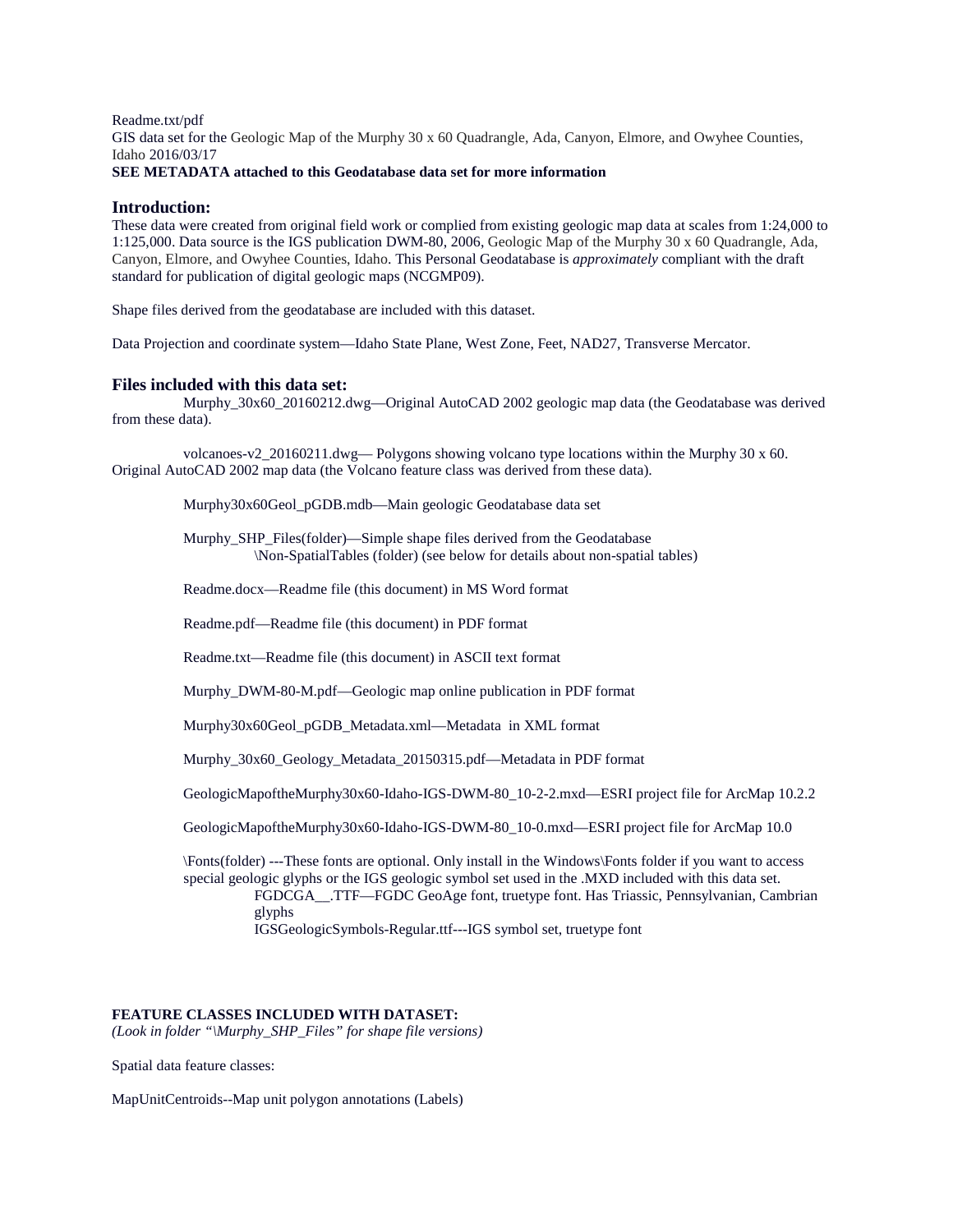Readme.txt/pdf
GIS data set for the Geologic Map of the Murphy 30 x 60 Quadrangle, Ada, Canyon, Elmore, and Owyhee Counties, Idaho 2016/03/17
**SEE METADATA attached to this Geodatabase data set for more information**

## Introduction:

These data were created from original field work or complied from existing geologic map data at scales from 1:24,000 to 1:125,000. Data source is the IGS publication DWM-80, 2006, Geologic Map of the Murphy 30 x 60 Quadrangle, Ada, Canyon, Elmore, and Owyhee Counties, Idaho. This Personal Geodatabase is *approximately* compliant with the draft standard for publication of digital geologic maps (NCGMP09).

Shape files derived from the geodatabase are included with this dataset.

Data Projection and coordinate system—Idaho State Plane, West Zone, Feet, NAD27, Transverse Mercator.

## Files included with this data set:

Murphy_30x60_20160212.dwg—Original AutoCAD 2002 geologic map data (the Geodatabase was derived from these data).

volcanoes-v2_20160211.dwg— Polygons showing volcano type locations within the Murphy 30 x 60. Original AutoCAD 2002 map data (the Volcano feature class was derived from these data).

Murphy30x60Geol_pGDB.mdb—Main geologic Geodatabase data set

Murphy_SHP_Files(folder)—Simple shape files derived from the Geodatabase
\Non-SpatialTables (folder) (see below for details about non-spatial tables)

Readme.docx—Readme file (this document) in MS Word format

Readme.pdf—Readme file (this document) in PDF format

Readme.txt—Readme file (this document) in ASCII text format

Murphy_DWM-80-M.pdf—Geologic map online publication in PDF format

Murphy30x60Geol_pGDB_Metadata.xml—Metadata in XML format

Murphy_30x60_Geology_Metadata_20150315.pdf—Metadata in PDF format

GeologicMapoftheMurphy30x60-Idaho-IGS-DWM-80_10-2-2.mxd—ESRI project file for ArcMap 10.2.2

GeologicMapoftheMurphy30x60-Idaho-IGS-DWM-80_10-0.mxd—ESRI project file for ArcMap 10.0

\Fonts(folder) ---These fonts are optional. Only install in the Windows\Fonts folder if you want to access special geologic glyphs or the IGS geologic symbol set used in the .MXD included with this data set.
FGDCGA__.TTF—FGDC GeoAge font, truetype font. Has Triassic, Pennsylvanian, Cambrian glyphs
IGSGeologicSymbols-Regular.ttf---IGS symbol set, truetype font

**FEATURE CLASSES INCLUDED WITH DATASET:**
*(Look in folder "\Murphy_SHP_Files" for shape file versions)*

Spatial data feature classes:

MapUnitCentroids--Map unit polygon annotations (Labels)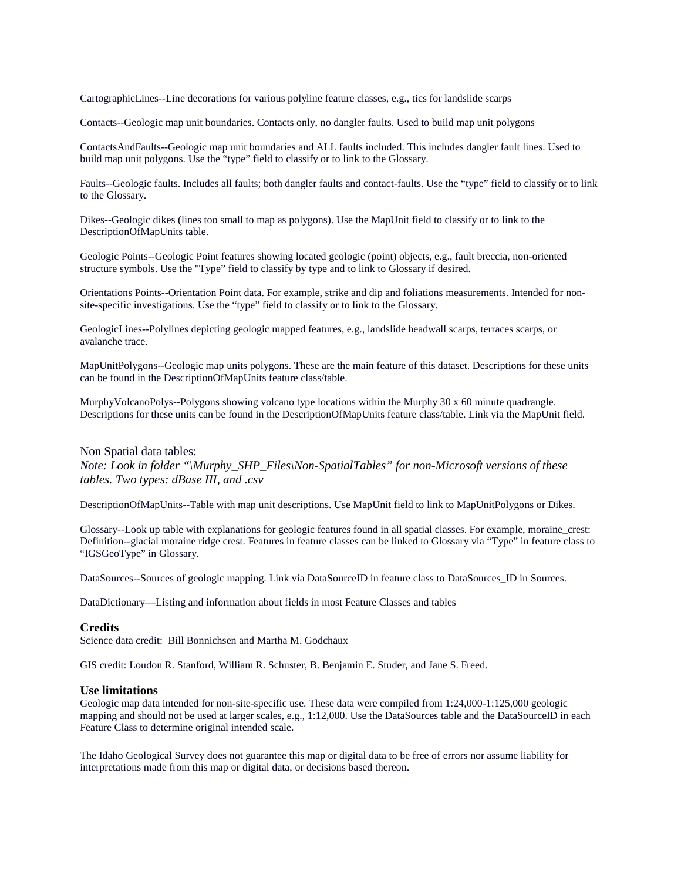CartographicLines--Line decorations for various polyline feature classes, e.g., tics for landslide scarps

Contacts--Geologic map unit boundaries. Contacts only, no dangler faults. Used to build map unit polygons

ContactsAndFaults--Geologic map unit boundaries and ALL faults included. This includes dangler fault lines. Used to build map unit polygons. Use the "type" field to classify or to link to the Glossary.

Faults--Geologic faults. Includes all faults; both dangler faults and contact-faults. Use the "type" field to classify or to link to the Glossary.

Dikes--Geologic dikes (lines too small to map as polygons). Use the MapUnit field to classify or to link to the DescriptionOfMapUnits table.

Geologic Points--Geologic Point features showing located geologic (point) objects, e.g., fault breccia, non-oriented structure symbols. Use the "Type" field to classify by type and to link to Glossary if desired.

Orientations Points--Orientation Point data. For example, strike and dip and foliations measurements. Intended for non-site-specific investigations. Use the "type" field to classify or to link to the Glossary.

GeologicLines--Polylines depicting geologic mapped features, e.g., landslide headwall scarps, terraces scarps, or avalanche trace.

MapUnitPolygons--Geologic map units polygons. These are the main feature of this dataset. Descriptions for these units can be found in the DescriptionOfMapUnits feature class/table.

MurphyVolcanoPolys--Polygons showing volcano type locations within the Murphy 30 x 60 minute quadrangle. Descriptions for these units can be found in the DescriptionOfMapUnits feature class/table. Link via the MapUnit field.

Non Spatial data tables:

*Note: Look in folder "\Murphy_SHP_Files\Non-SpatialTables" for non-Microsoft versions of these tables. Two types: dBase III, and .csv*

DescriptionOfMapUnits--Table with map unit descriptions. Use MapUnit field to link to MapUnitPolygons or Dikes.

Glossary--Look up table with explanations for geologic features found in all spatial classes. For example, moraine_crest: Definition--glacial moraine ridge crest. Features in feature classes can be linked to Glossary via "Type" in feature class to "IGSGeoType" in Glossary.

DataSources--Sources of geologic mapping. Link via DataSourceID in feature class to DataSources_ID in Sources.

DataDictionary—Listing and information about fields in most Feature Classes and tables

### Credits

Science data credit: Bill Bonnichsen and Martha M. Godchaux

GIS credit: Loudon R. Stanford, William R. Schuster, B. Benjamin E. Studer, and Jane S. Freed.

### Use limitations

Geologic map data intended for non-site-specific use. These data were compiled from 1:24,000-1:125,000 geologic mapping and should not be used at larger scales, e.g., 1:12,000. Use the DataSources table and the DataSourceID in each Feature Class to determine original intended scale.

The Idaho Geological Survey does not guarantee this map or digital data to be free of errors nor assume liability for interpretations made from this map or digital data, or decisions based thereon.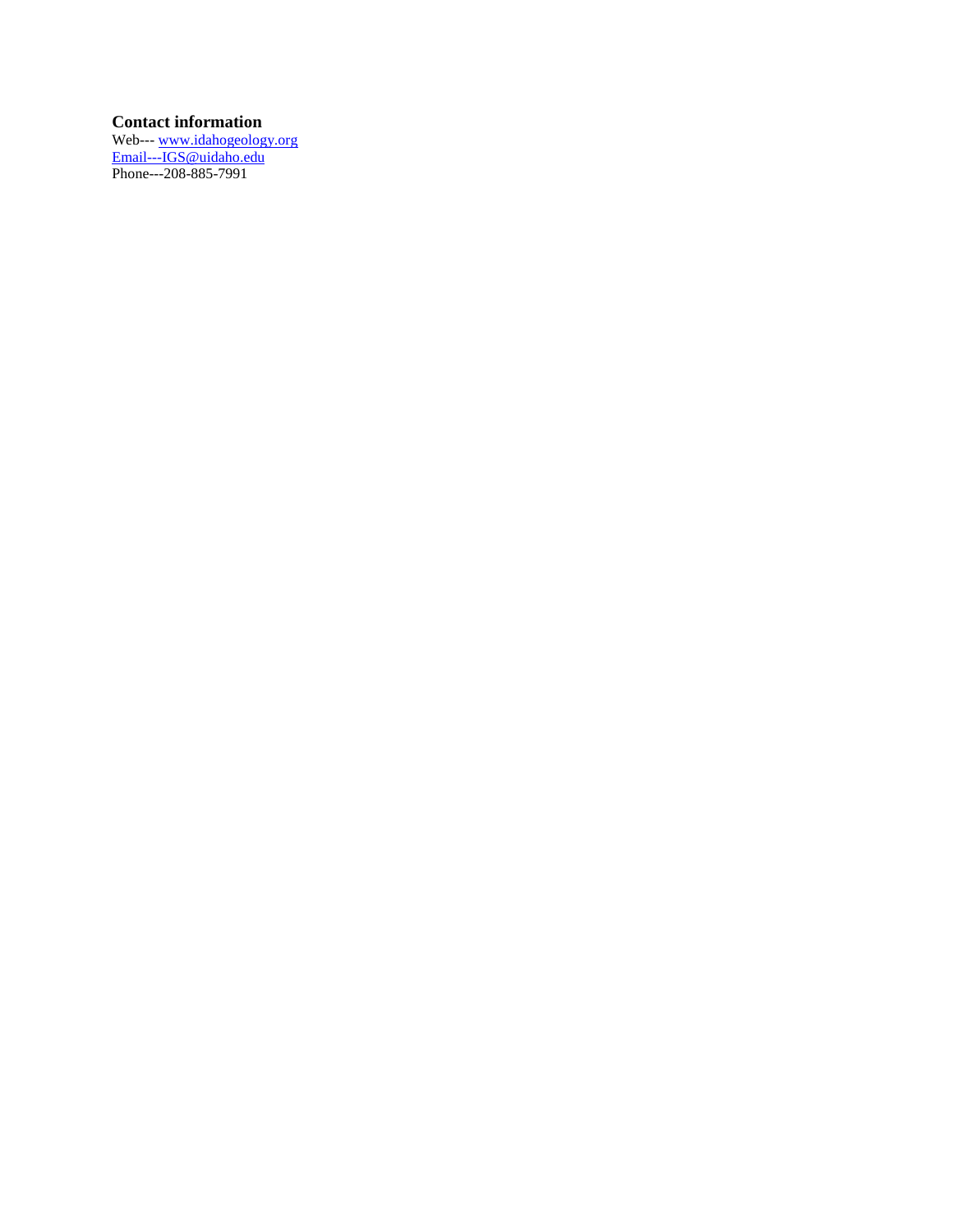### Contact information

Web--- www.idahogeology.org
Email---IGS@uidaho.edu
Phone---208-885-7991